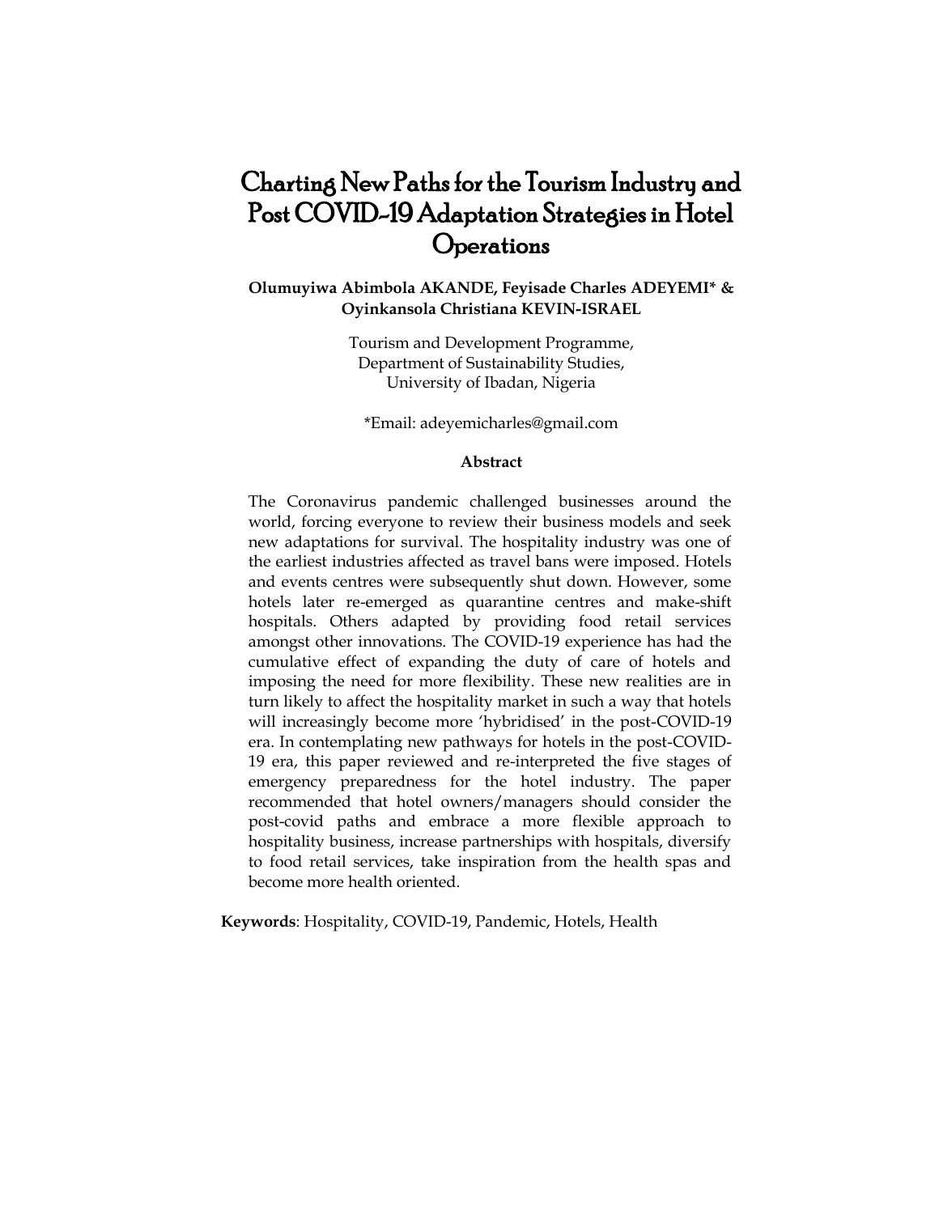# Charting New Paths for the Tourism Industry and Post COVID-19 Adaptation Strategies in Hotel Operations

**Olumuyiwa Abimbola AKANDE, Feyisade Charles ADEYEMI* & Oyinkansola Christiana KEVIN-ISRAEL**

Tourism and Development Programme,
Department of Sustainability Studies,
University of Ibadan, Nigeria

*Email: adeyemicharles@gmail.com

## Abstract

The Coronavirus pandemic challenged businesses around the world, forcing everyone to review their business models and seek new adaptations for survival. The hospitality industry was one of the earliest industries affected as travel bans were imposed. Hotels and events centres were subsequently shut down. However, some hotels later re-emerged as quarantine centres and make-shift hospitals. Others adapted by providing food retail services amongst other innovations. The COVID-19 experience has had the cumulative effect of expanding the duty of care of hotels and imposing the need for more flexibility. These new realities are in turn likely to affect the hospitality market in such a way that hotels will increasingly become more 'hybridised' in the post-COVID-19 era. In contemplating new pathways for hotels in the post-COVID-19 era, this paper reviewed and re-interpreted the five stages of emergency preparedness for the hotel industry. The paper recommended that hotel owners/managers should consider the post-covid paths and embrace a more flexible approach to hospitality business, increase partnerships with hospitals, diversify to food retail services, take inspiration from the health spas and become more health oriented.

**Keywords**: Hospitality, COVID-19, Pandemic, Hotels, Health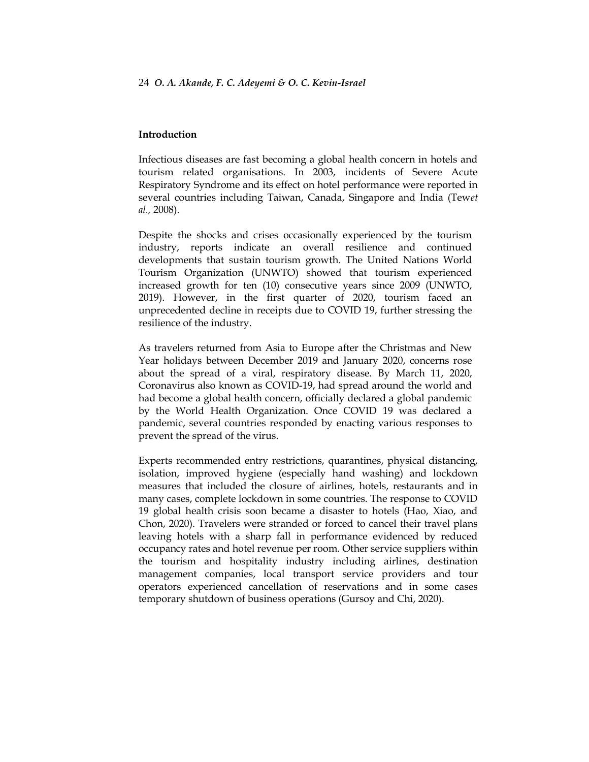## Introduction

Infectious diseases are fast becoming a global health concern in hotels and tourism related organisations. In 2003, incidents of Severe Acute Respiratory Syndrome and its effect on hotel performance were reported in several countries including Taiwan, Canada, Singapore and India (Tew*et al.,* 2008).

Despite the shocks and crises occasionally experienced by the tourism industry, reports indicate an overall resilience and continued developments that sustain tourism growth. The United Nations World Tourism Organization (UNWTO) showed that tourism experienced increased growth for ten (10) consecutive years since 2009 (UNWTO, 2019). However, in the first quarter of 2020, tourism faced an unprecedented decline in receipts due to COVID 19, further stressing the resilience of the industry.

As travelers returned from Asia to Europe after the Christmas and New Year holidays between December 2019 and January 2020, concerns rose about the spread of a viral, respiratory disease. By March 11, 2020, Coronavirus also known as COVID-19, had spread around the world and had become a global health concern, officially declared a global pandemic by the World Health Organization. Once COVID 19 was declared a pandemic, several countries responded by enacting various responses to prevent the spread of the virus.

Experts recommended entry restrictions, quarantines, physical distancing, isolation, improved hygiene (especially hand washing) and lockdown measures that included the closure of airlines, hotels, restaurants and in many cases, complete lockdown in some countries. The response to COVID 19 global health crisis soon became a disaster to hotels (Hao, Xiao, and Chon, 2020). Travelers were stranded or forced to cancel their travel plans leaving hotels with a sharp fall in performance evidenced by reduced occupancy rates and hotel revenue per room. Other service suppliers within the tourism and hospitality industry including airlines, destination management companies, local transport service providers and tour operators experienced cancellation of reservations and in some cases temporary shutdown of business operations (Gursoy and Chi, 2020).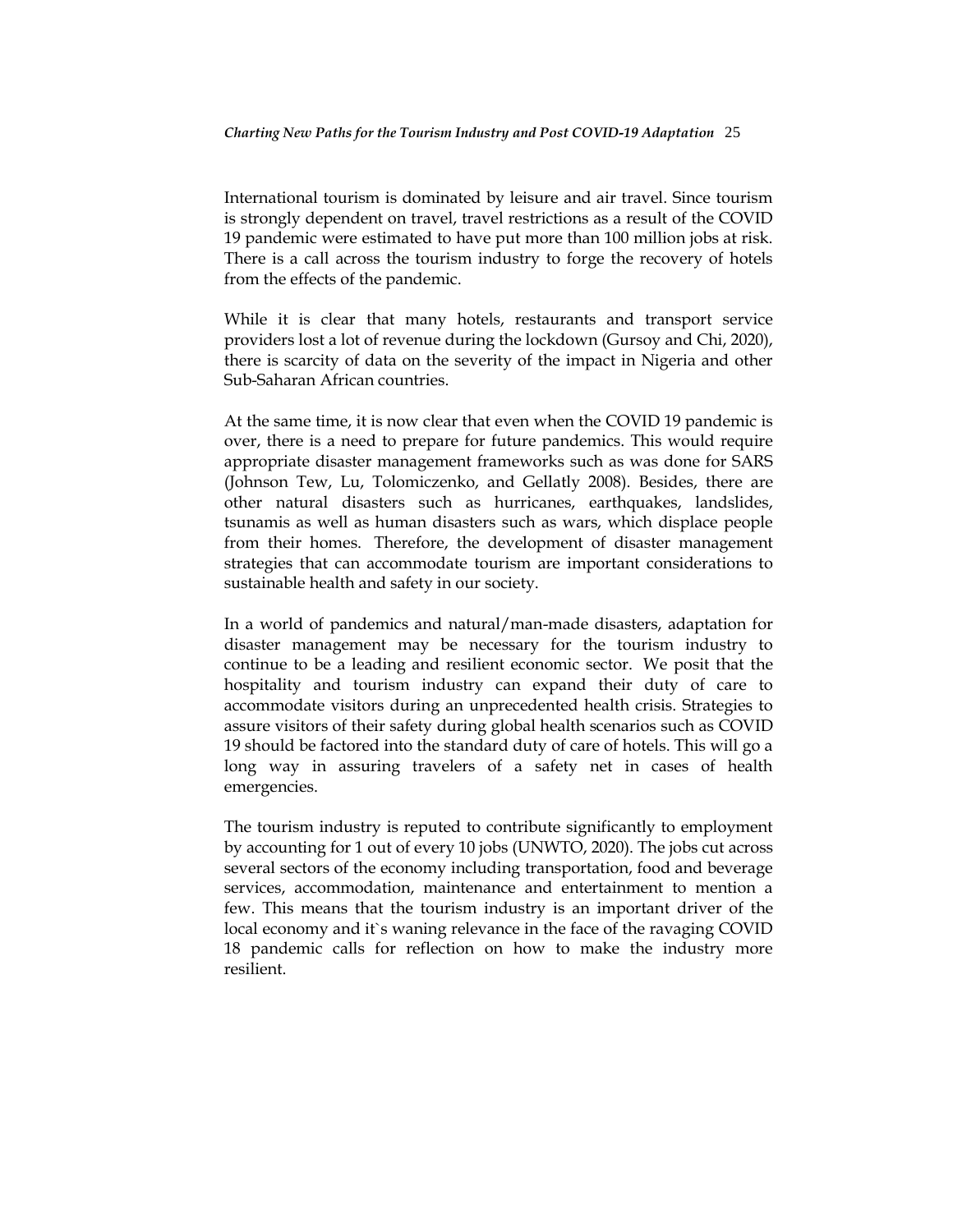International tourism is dominated by leisure and air travel. Since tourism is strongly dependent on travel, travel restrictions as a result of the COVID 19 pandemic were estimated to have put more than 100 million jobs at risk. There is a call across the tourism industry to forge the recovery of hotels from the effects of the pandemic.

While it is clear that many hotels, restaurants and transport service providers lost a lot of revenue during the lockdown (Gursoy and Chi, 2020), there is scarcity of data on the severity of the impact in Nigeria and other Sub-Saharan African countries.

At the same time, it is now clear that even when the COVID 19 pandemic is over, there is a need to prepare for future pandemics. This would require appropriate disaster management frameworks such as was done for SARS (Johnson Tew, Lu, Tolomiczenko, and Gellatly 2008). Besides, there are other natural disasters such as hurricanes, earthquakes, landslides, tsunamis as well as human disasters such as wars, which displace people from their homes. Therefore, the development of disaster management strategies that can accommodate tourism are important considerations to sustainable health and safety in our society.

In a world of pandemics and natural/man-made disasters, adaptation for disaster management may be necessary for the tourism industry to continue to be a leading and resilient economic sector. We posit that the hospitality and tourism industry can expand their duty of care to accommodate visitors during an unprecedented health crisis. Strategies to assure visitors of their safety during global health scenarios such as COVID 19 should be factored into the standard duty of care of hotels. This will go a long way in assuring travelers of a safety net in cases of health emergencies.

The tourism industry is reputed to contribute significantly to employment by accounting for 1 out of every 10 jobs (UNWTO, 2020). The jobs cut across several sectors of the economy including transportation, food and beverage services, accommodation, maintenance and entertainment to mention a few. This means that the tourism industry is an important driver of the local economy and it`s waning relevance in the face of the ravaging COVID 18 pandemic calls for reflection on how to make the industry more resilient.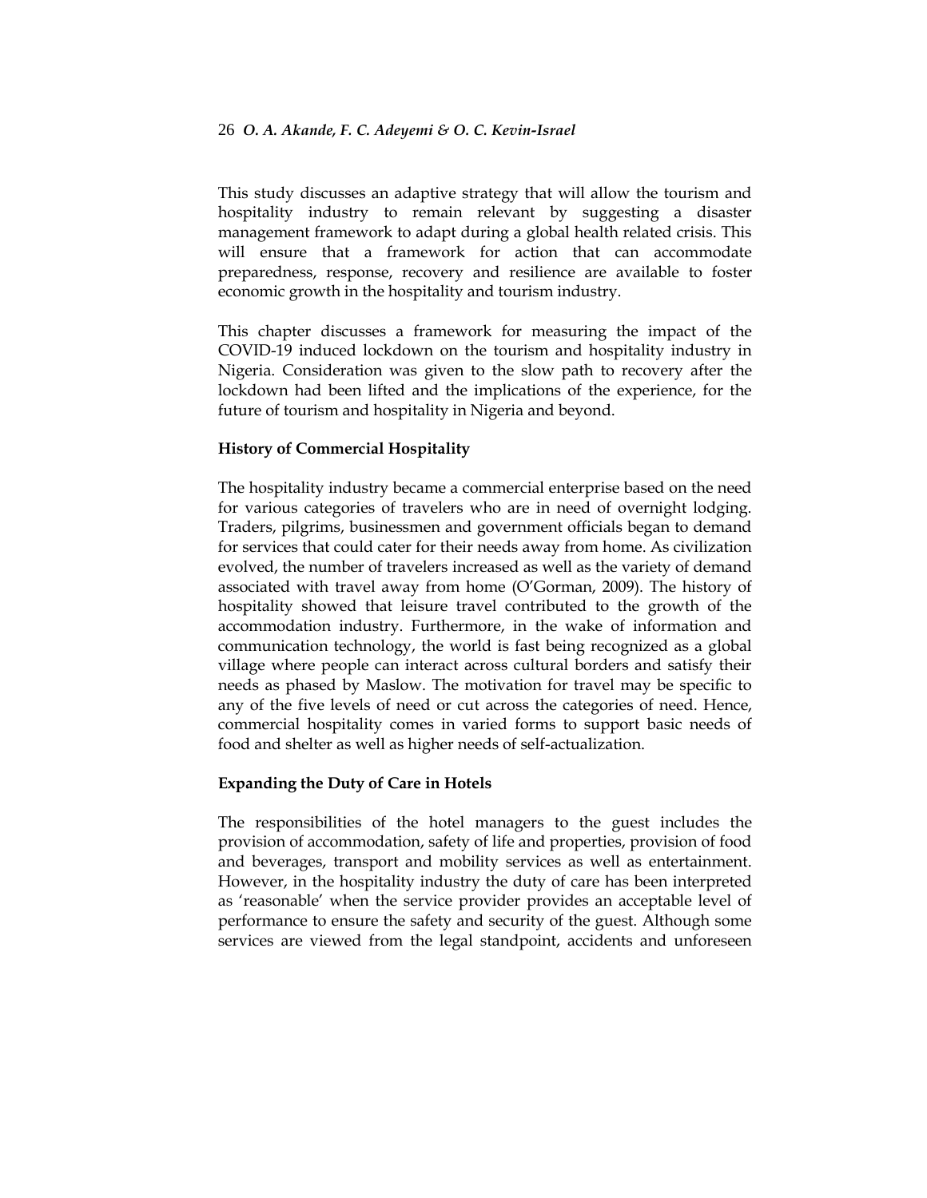This study discusses an adaptive strategy that will allow the tourism and hospitality industry to remain relevant by suggesting a disaster management framework to adapt during a global health related crisis. This will ensure that a framework for action that can accommodate preparedness, response, recovery and resilience are available to foster economic growth in the hospitality and tourism industry.

This chapter discusses a framework for measuring the impact of the COVID-19 induced lockdown on the tourism and hospitality industry in Nigeria. Consideration was given to the slow path to recovery after the lockdown had been lifted and the implications of the experience, for the future of tourism and hospitality in Nigeria and beyond.

**History of Commercial Hospitality**

The hospitality industry became a commercial enterprise based on the need for various categories of travelers who are in need of overnight lodging. Traders, pilgrims, businessmen and government officials began to demand for services that could cater for their needs away from home. As civilization evolved, the number of travelers increased as well as the variety of demand associated with travel away from home (O'Gorman, 2009). The history of hospitality showed that leisure travel contributed to the growth of the accommodation industry. Furthermore, in the wake of information and communication technology, the world is fast being recognized as a global village where people can interact across cultural borders and satisfy their needs as phased by Maslow. The motivation for travel may be specific to any of the five levels of need or cut across the categories of need. Hence, commercial hospitality comes in varied forms to support basic needs of food and shelter as well as higher needs of self-actualization.

**Expanding the Duty of Care in Hotels**

The responsibilities of the hotel managers to the guest includes the provision of accommodation, safety of life and properties, provision of food and beverages, transport and mobility services as well as entertainment. However, in the hospitality industry the duty of care has been interpreted as 'reasonable' when the service provider provides an acceptable level of performance to ensure the safety and security of the guest. Although some services are viewed from the legal standpoint, accidents and unforeseen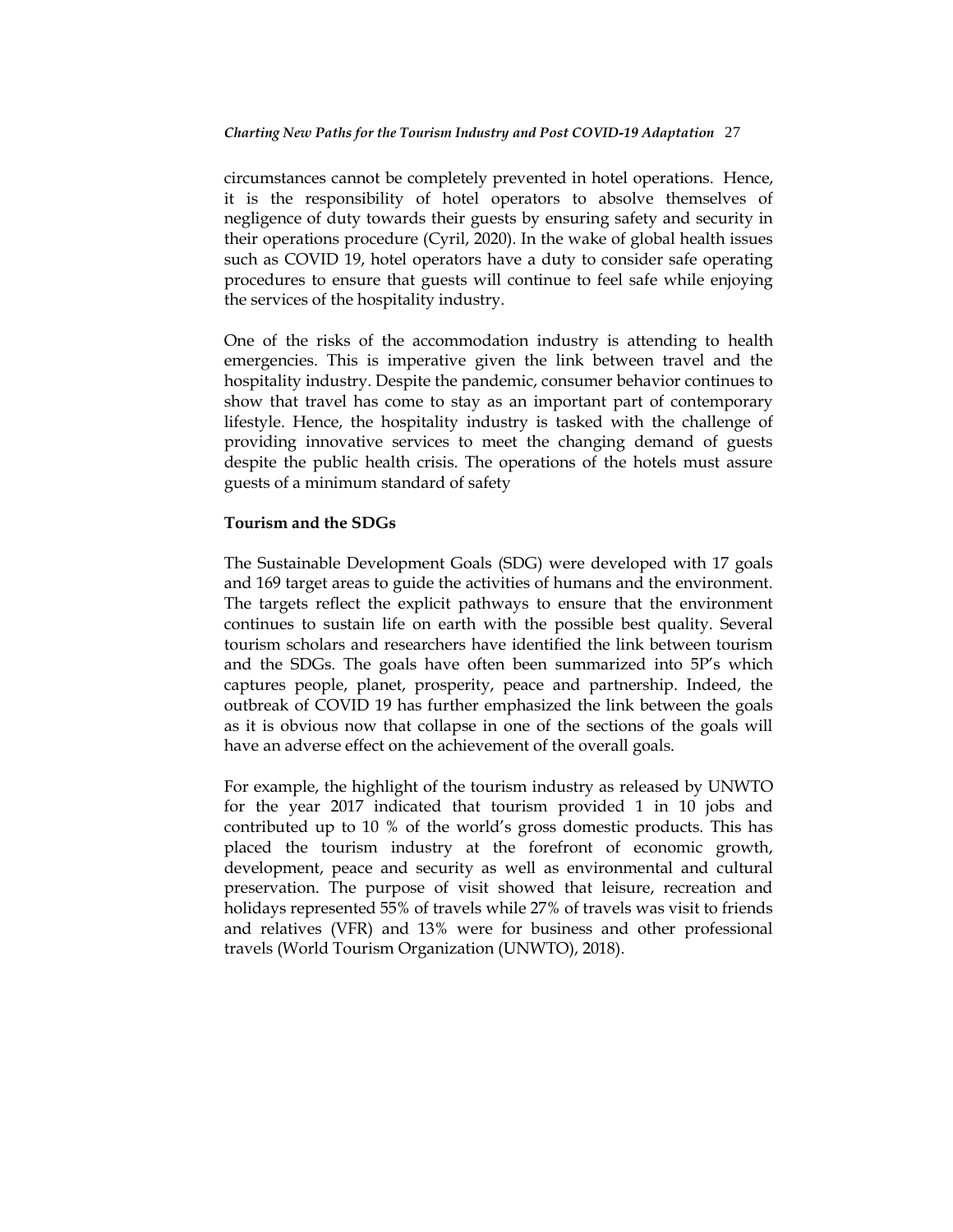circumstances cannot be completely prevented in hotel operations. Hence, it is the responsibility of hotel operators to absolve themselves of negligence of duty towards their guests by ensuring safety and security in their operations procedure (Cyril, 2020). In the wake of global health issues such as COVID 19, hotel operators have a duty to consider safe operating procedures to ensure that guests will continue to feel safe while enjoying the services of the hospitality industry.

One of the risks of the accommodation industry is attending to health emergencies. This is imperative given the link between travel and the hospitality industry. Despite the pandemic, consumer behavior continues to show that travel has come to stay as an important part of contemporary lifestyle. Hence, the hospitality industry is tasked with the challenge of providing innovative services to meet the changing demand of guests despite the public health crisis. The operations of the hotels must assure guests of a minimum standard of safety

**Tourism and the SDGs**

The Sustainable Development Goals (SDG) were developed with 17 goals and 169 target areas to guide the activities of humans and the environment. The targets reflect the explicit pathways to ensure that the environment continues to sustain life on earth with the possible best quality. Several tourism scholars and researchers have identified the link between tourism and the SDGs. The goals have often been summarized into 5P's which captures people, planet, prosperity, peace and partnership. Indeed, the outbreak of COVID 19 has further emphasized the link between the goals as it is obvious now that collapse in one of the sections of the goals will have an adverse effect on the achievement of the overall goals.

For example, the highlight of the tourism industry as released by UNWTO for the year 2017 indicated that tourism provided 1 in 10 jobs and contributed up to 10 % of the world's gross domestic products. This has placed the tourism industry at the forefront of economic growth, development, peace and security as well as environmental and cultural preservation. The purpose of visit showed that leisure, recreation and holidays represented 55% of travels while 27% of travels was visit to friends and relatives (VFR) and 13% were for business and other professional travels (World Tourism Organization (UNWTO), 2018).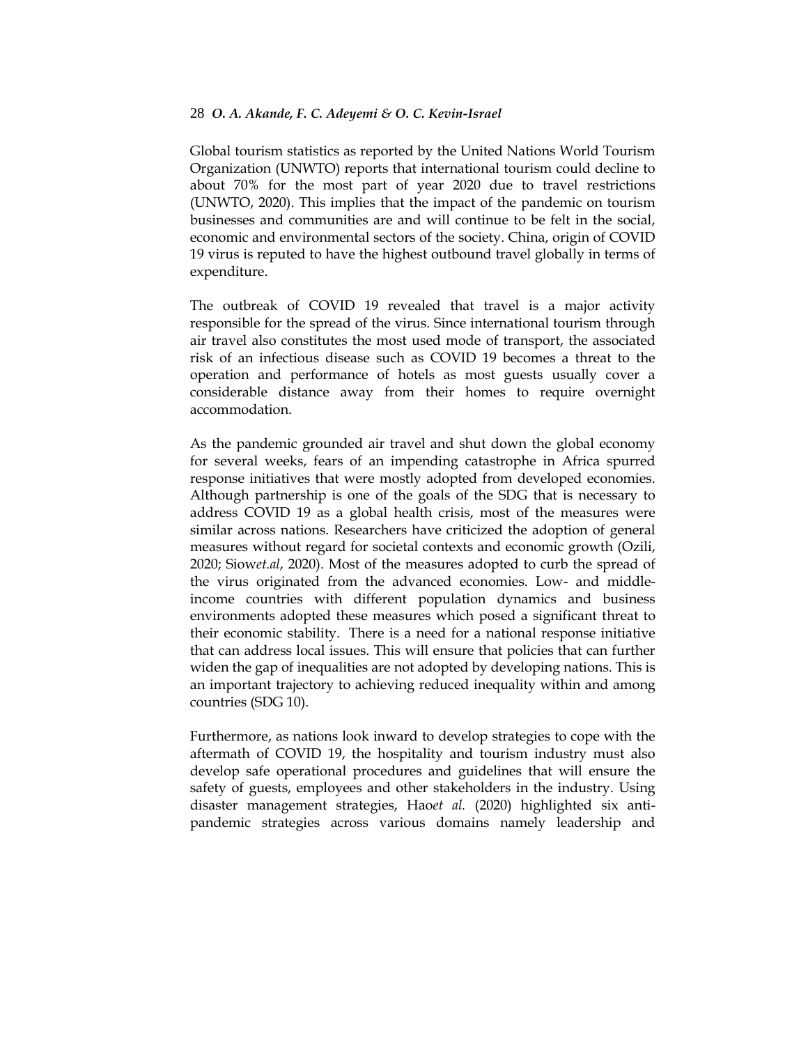Global tourism statistics as reported by the United Nations World Tourism Organization (UNWTO) reports that international tourism could decline to about 70% for the most part of year 2020 due to travel restrictions (UNWTO, 2020). This implies that the impact of the pandemic on tourism businesses and communities are and will continue to be felt in the social, economic and environmental sectors of the society. China, origin of COVID 19 virus is reputed to have the highest outbound travel globally in terms of expenditure.

The outbreak of COVID 19 revealed that travel is a major activity responsible for the spread of the virus. Since international tourism through air travel also constitutes the most used mode of transport, the associated risk of an infectious disease such as COVID 19 becomes a threat to the operation and performance of hotels as most guests usually cover a considerable distance away from their homes to require overnight accommodation.

As the pandemic grounded air travel and shut down the global economy for several weeks, fears of an impending catastrophe in Africa spurred response initiatives that were mostly adopted from developed economies. Although partnership is one of the goals of the SDG that is necessary to address COVID 19 as a global health crisis, most of the measures were similar across nations. Researchers have criticized the adoption of general measures without regard for societal contexts and economic growth (Ozili, 2020; Siow*et.al*, 2020). Most of the measures adopted to curb the spread of the virus originated from the advanced economies. Low- and middle-income countries with different population dynamics and business environments adopted these measures which posed a significant threat to their economic stability. There is a need for a national response initiative that can address local issues. This will ensure that policies that can further widen the gap of inequalities are not adopted by developing nations. This is an important trajectory to achieving reduced inequality within and among countries (SDG 10).

Furthermore, as nations look inward to develop strategies to cope with the aftermath of COVID 19, the hospitality and tourism industry must also develop safe operational procedures and guidelines that will ensure the safety of guests, employees and other stakeholders in the industry. Using disaster management strategies, Hao*et al.* (2020) highlighted six anti-pandemic strategies across various domains namely leadership and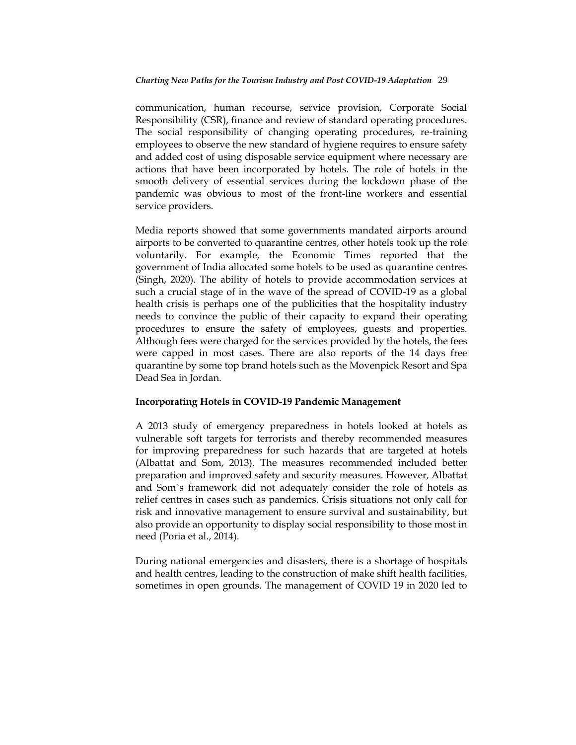communication, human recourse, service provision, Corporate Social Responsibility (CSR), finance and review of standard operating procedures. The social responsibility of changing operating procedures, re-training employees to observe the new standard of hygiene requires to ensure safety and added cost of using disposable service equipment where necessary are actions that have been incorporated by hotels. The role of hotels in the smooth delivery of essential services during the lockdown phase of the pandemic was obvious to most of the front-line workers and essential service providers.

Media reports showed that some governments mandated airports around airports to be converted to quarantine centres, other hotels took up the role voluntarily. For example, the Economic Times reported that the government of India allocated some hotels to be used as quarantine centres (Singh, 2020). The ability of hotels to provide accommodation services at such a crucial stage of in the wave of the spread of COVID-19 as a global health crisis is perhaps one of the publicities that the hospitality industry needs to convince the public of their capacity to expand their operating procedures to ensure the safety of employees, guests and properties. Although fees were charged for the services provided by the hotels, the fees were capped in most cases. There are also reports of the 14 days free quarantine by some top brand hotels such as the Movenpick Resort and Spa Dead Sea in Jordan.

**Incorporating Hotels in COVID-19 Pandemic Management**

A 2013 study of emergency preparedness in hotels looked at hotels as vulnerable soft targets for terrorists and thereby recommended measures for improving preparedness for such hazards that are targeted at hotels (Albattat and Som, 2013). The measures recommended included better preparation and improved safety and security measures. However, Albattat and Som`s framework did not adequately consider the role of hotels as relief centres in cases such as pandemics. Crisis situations not only call for risk and innovative management to ensure survival and sustainability, but also provide an opportunity to display social responsibility to those most in need (Poria et al., 2014).

During national emergencies and disasters, there is a shortage of hospitals and health centres, leading to the construction of make shift health facilities, sometimes in open grounds. The management of COVID 19 in 2020 led to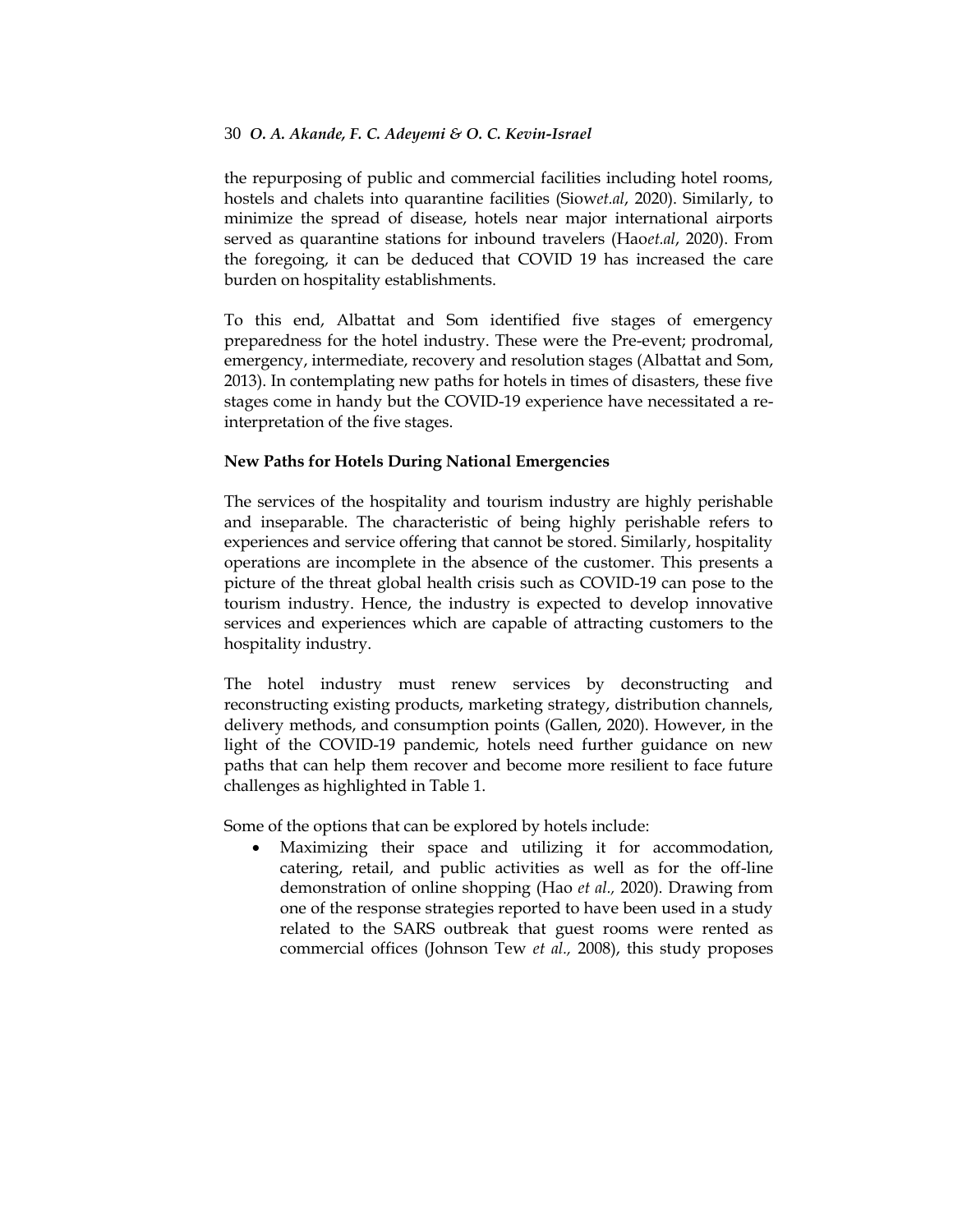the repurposing of public and commercial facilities including hotel rooms, hostels and chalets into quarantine facilities (Siow*et.al*, 2020). Similarly, to minimize the spread of disease, hotels near major international airports served as quarantine stations for inbound travelers (Hao*et.al*, 2020). From the foregoing, it can be deduced that COVID 19 has increased the care burden on hospitality establishments.

To this end, Albattat and Som identified five stages of emergency preparedness for the hotel industry. These were the Pre-event; prodromal, emergency, intermediate, recovery and resolution stages (Albattat and Som, 2013). In contemplating new paths for hotels in times of disasters, these five stages come in handy but the COVID-19 experience have necessitated a re-interpretation of the five stages.

**New Paths for Hotels During National Emergencies**

The services of the hospitality and tourism industry are highly perishable and inseparable. The characteristic of being highly perishable refers to experiences and service offering that cannot be stored. Similarly, hospitality operations are incomplete in the absence of the customer. This presents a picture of the threat global health crisis such as COVID-19 can pose to the tourism industry. Hence, the industry is expected to develop innovative services and experiences which are capable of attracting customers to the hospitality industry.

The hotel industry must renew services by deconstructing and reconstructing existing products, marketing strategy, distribution channels, delivery methods, and consumption points (Gallen, 2020). However, in the light of the COVID-19 pandemic, hotels need further guidance on new paths that can help them recover and become more resilient to face future challenges as highlighted in Table 1.

Some of the options that can be explored by hotels include:

- Maximizing their space and utilizing it for accommodation, catering, retail, and public activities as well as for the off-line demonstration of online shopping (Hao *et al.,* 2020). Drawing from one of the response strategies reported to have been used in a study related to the SARS outbreak that guest rooms were rented as commercial offices (Johnson Tew *et al.,* 2008), this study proposes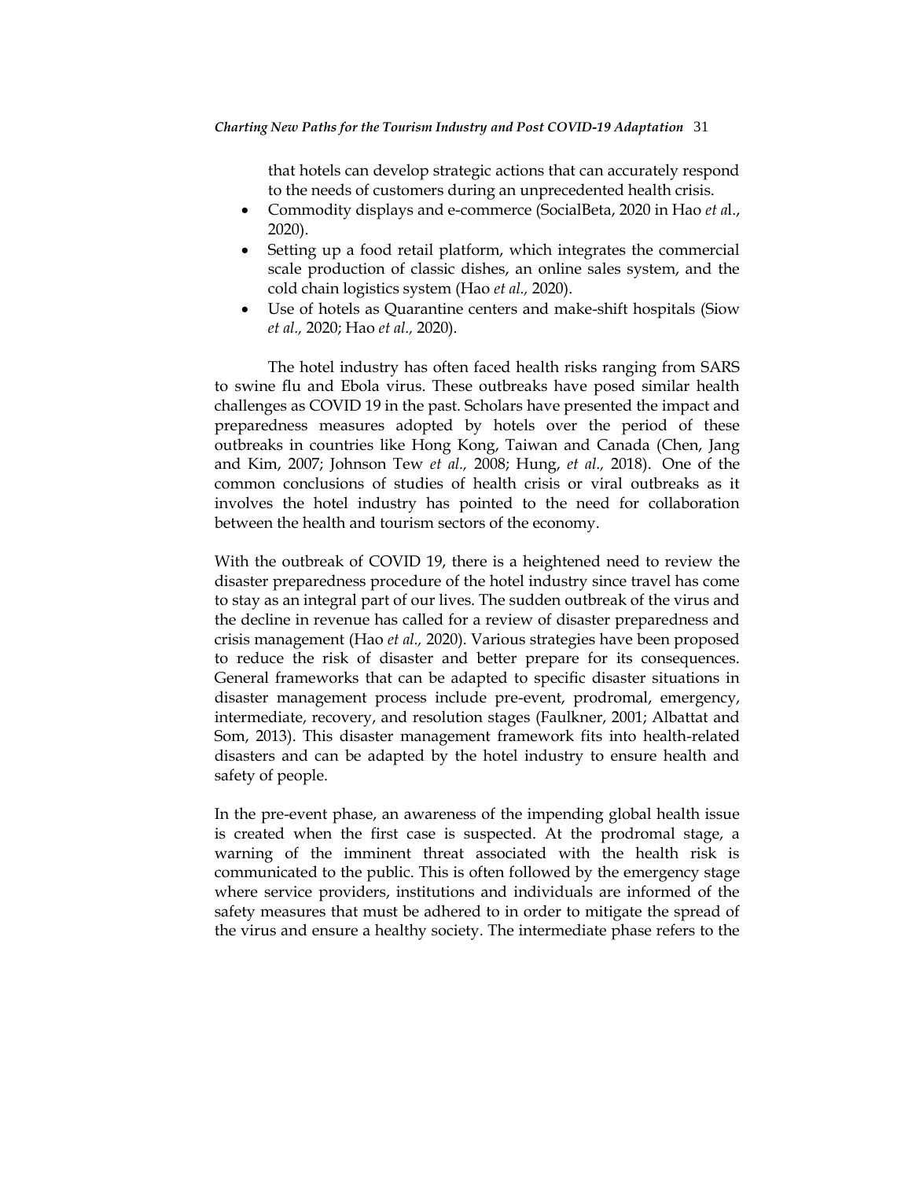that hotels can develop strategic actions that can accurately respond to the needs of customers during an unprecedented health crisis.

- Commodity displays and e-commerce (SocialBeta, 2020 in Hao *et a*l., 2020).
- Setting up a food retail platform, which integrates the commercial scale production of classic dishes, an online sales system, and the cold chain logistics system (Hao *et al.,* 2020).
- Use of hotels as Quarantine centers and make-shift hospitals (Siow *et al.,* 2020; Hao *et al.,* 2020).

The hotel industry has often faced health risks ranging from SARS to swine flu and Ebola virus. These outbreaks have posed similar health challenges as COVID 19 in the past. Scholars have presented the impact and preparedness measures adopted by hotels over the period of these outbreaks in countries like Hong Kong, Taiwan and Canada (Chen, Jang and Kim, 2007; Johnson Tew *et al.,* 2008; Hung, *et al.,* 2018). One of the common conclusions of studies of health crisis or viral outbreaks as it involves the hotel industry has pointed to the need for collaboration between the health and tourism sectors of the economy.

With the outbreak of COVID 19, there is a heightened need to review the disaster preparedness procedure of the hotel industry since travel has come to stay as an integral part of our lives. The sudden outbreak of the virus and the decline in revenue has called for a review of disaster preparedness and crisis management (Hao *et al.,* 2020). Various strategies have been proposed to reduce the risk of disaster and better prepare for its consequences. General frameworks that can be adapted to specific disaster situations in disaster management process include pre-event, prodromal, emergency, intermediate, recovery, and resolution stages (Faulkner, 2001; Albattat and Som, 2013). This disaster management framework fits into health-related disasters and can be adapted by the hotel industry to ensure health and safety of people.

In the pre-event phase, an awareness of the impending global health issue is created when the first case is suspected. At the prodromal stage, a warning of the imminent threat associated with the health risk is communicated to the public. This is often followed by the emergency stage where service providers, institutions and individuals are informed of the safety measures that must be adhered to in order to mitigate the spread of the virus and ensure a healthy society. The intermediate phase refers to the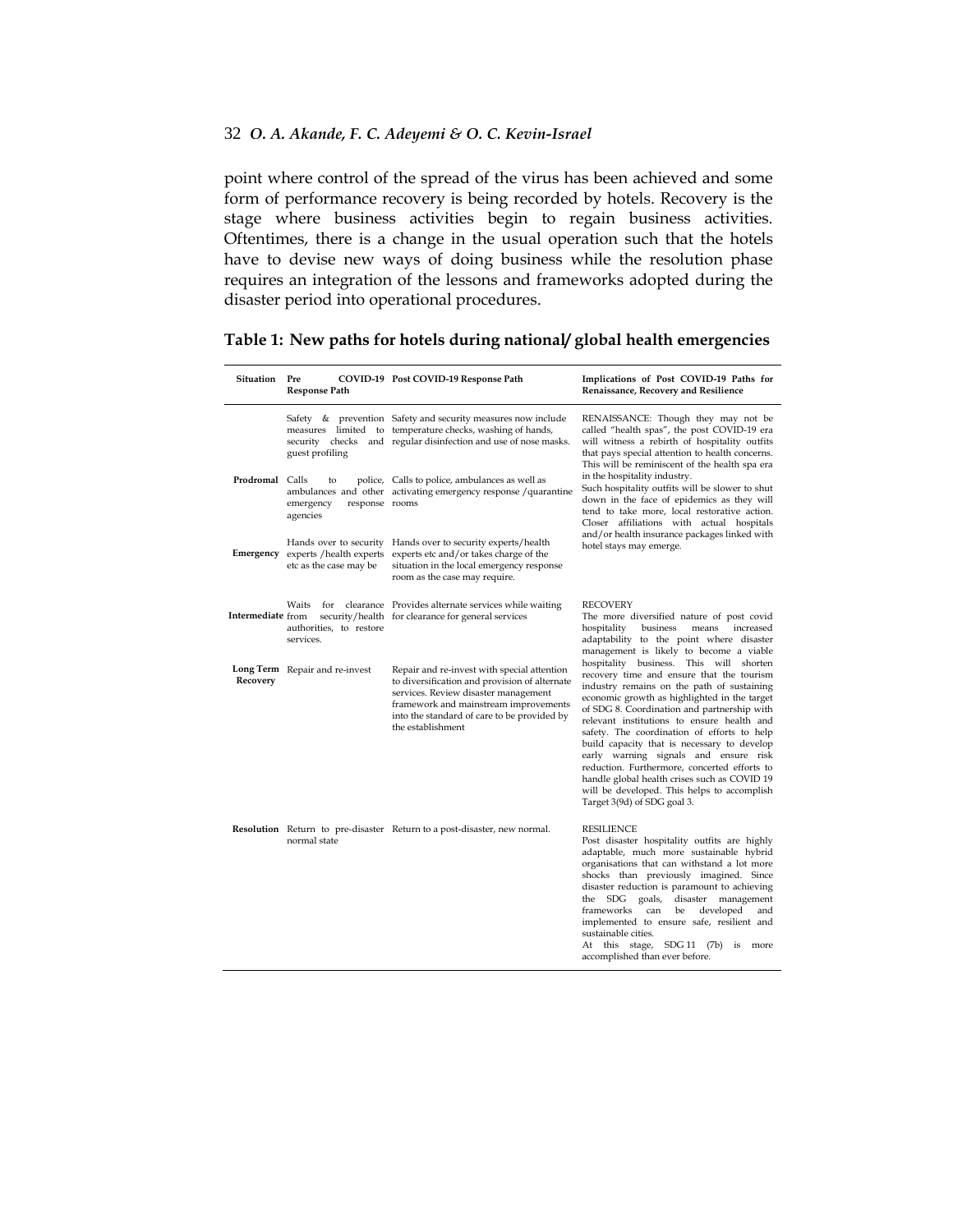point where control of the spread of the virus has been achieved and some form of performance recovery is being recorded by hotels. Recovery is the stage where business activities begin to regain business activities. Oftentimes, there is a change in the usual operation such that the hotels have to devise new ways of doing business while the resolution phase requires an integration of the lessons and frameworks adopted during the disaster period into operational procedures.

**Table 1: New paths for hotels during national/ global health emergencies**

| Situation | Pre COVID-19 Response Path | Post COVID-19 Response Path | Implications of Post COVID-19 Paths for Renaissance, Recovery and Resilience |
|---|---|---|---|
| Prodromal | Safety & prevention measures limited to security checks and guest profiling<br><br>Calls to police, ambulances and other emergency response agencies | Safety and security measures now include temperature checks, washing of hands, regular disinfection and use of nose masks.<br><br>Calls to police, ambulances as well as activating emergency response /quarantine rooms | RENAISSANCE: Though they may not be called "health spas", the post COVID-19 era will witness a rebirth of hospitality outfits that pays special attention to health concerns. This will be reminiscent of the health spa era in the hospitality industry.<br>Such hospitality outfits will be slower to shut down in the face of epidemics as they will tend to take more, local restorative action. Closer affiliations with actual hospitals and/or health insurance packages linked with hotel stays may emerge. |
| Emergency | Hands over to security experts /health experts etc as the case may be | Hands over to security experts/health experts etc and/or takes charge of the situation in the local emergency response room as the case may require. | |
| Intermediate | Waits for clearance from security/health authorities, to restore services. | Provides alternate services while waiting for clearance for general services | RECOVERY<br>The more diversified nature of post covid hospitality business means increased adaptability to the point where disaster management is likely to become a viable hospitality business. This will shorten recovery time and ensure that the tourism industry remains on the path of sustaining economic growth as highlighted in the target of SDG 8. Coordination and partnership with relevant institutions to ensure health and safety. The coordination of efforts to help build capacity that is necessary to develop early warning signals and ensure risk reduction. Furthermore, concerted efforts to handle global health crises such as COVID 19 will be developed. This helps to accomplish Target 3(9d) of SDG goal 3. |
| Long Term Recovery | Repair and re-invest | Repair and re-invest with special attention to diversification and provision of alternate services. Review disaster management framework and mainstream improvements into the standard of care to be provided by the establishment | |
| Resolution | Return to pre-disaster normal state | Return to a post-disaster, new normal. | RESILIENCE<br>Post disaster hospitality outfits are highly adaptable, much more sustainable hybrid organisations that can withstand a lot more shocks than previously imagined. Since disaster reduction is paramount to achieving the SDG goals, disaster management frameworks can be developed and implemented to ensure safe, resilient and sustainable cities.<br>At this stage, SDG 11 (7b) is more accomplished than ever before. |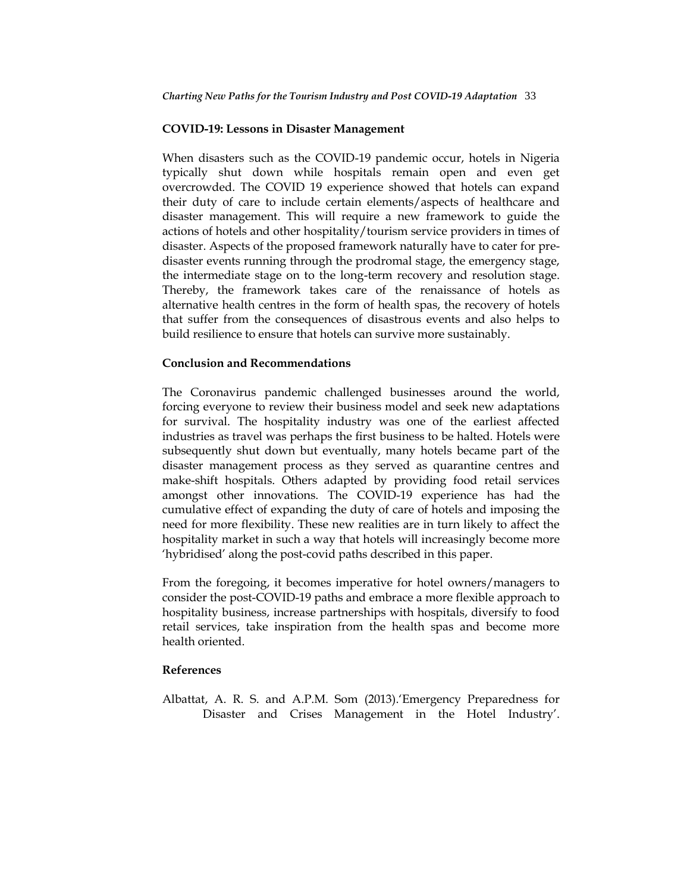### COVID-19: Lessons in Disaster Management

When disasters such as the COVID-19 pandemic occur, hotels in Nigeria typically shut down while hospitals remain open and even get overcrowded. The COVID 19 experience showed that hotels can expand their duty of care to include certain elements/aspects of healthcare and disaster management. This will require a new framework to guide the actions of hotels and other hospitality/tourism service providers in times of disaster. Aspects of the proposed framework naturally have to cater for pre-disaster events running through the prodromal stage, the emergency stage, the intermediate stage on to the long-term recovery and resolution stage. Thereby, the framework takes care of the renaissance of hotels as alternative health centres in the form of health spas, the recovery of hotels that suffer from the consequences of disastrous events and also helps to build resilience to ensure that hotels can survive more sustainably.

### Conclusion and Recommendations

The Coronavirus pandemic challenged businesses around the world, forcing everyone to review their business model and seek new adaptations for survival. The hospitality industry was one of the earliest affected industries as travel was perhaps the first business to be halted. Hotels were subsequently shut down but eventually, many hotels became part of the disaster management process as they served as quarantine centres and make-shift hospitals. Others adapted by providing food retail services amongst other innovations. The COVID-19 experience has had the cumulative effect of expanding the duty of care of hotels and imposing the need for more flexibility. These new realities are in turn likely to affect the hospitality market in such a way that hotels will increasingly become more 'hybridised' along the post-covid paths described in this paper.

From the foregoing, it becomes imperative for hotel owners/managers to consider the post-COVID-19 paths and embrace a more flexible approach to hospitality business, increase partnerships with hospitals, diversify to food retail services, take inspiration from the health spas and become more health oriented.

### References

Albattat, A. R. S. and A.P.M. Som (2013).'Emergency Preparedness for Disaster and Crises Management in the Hotel Industry'.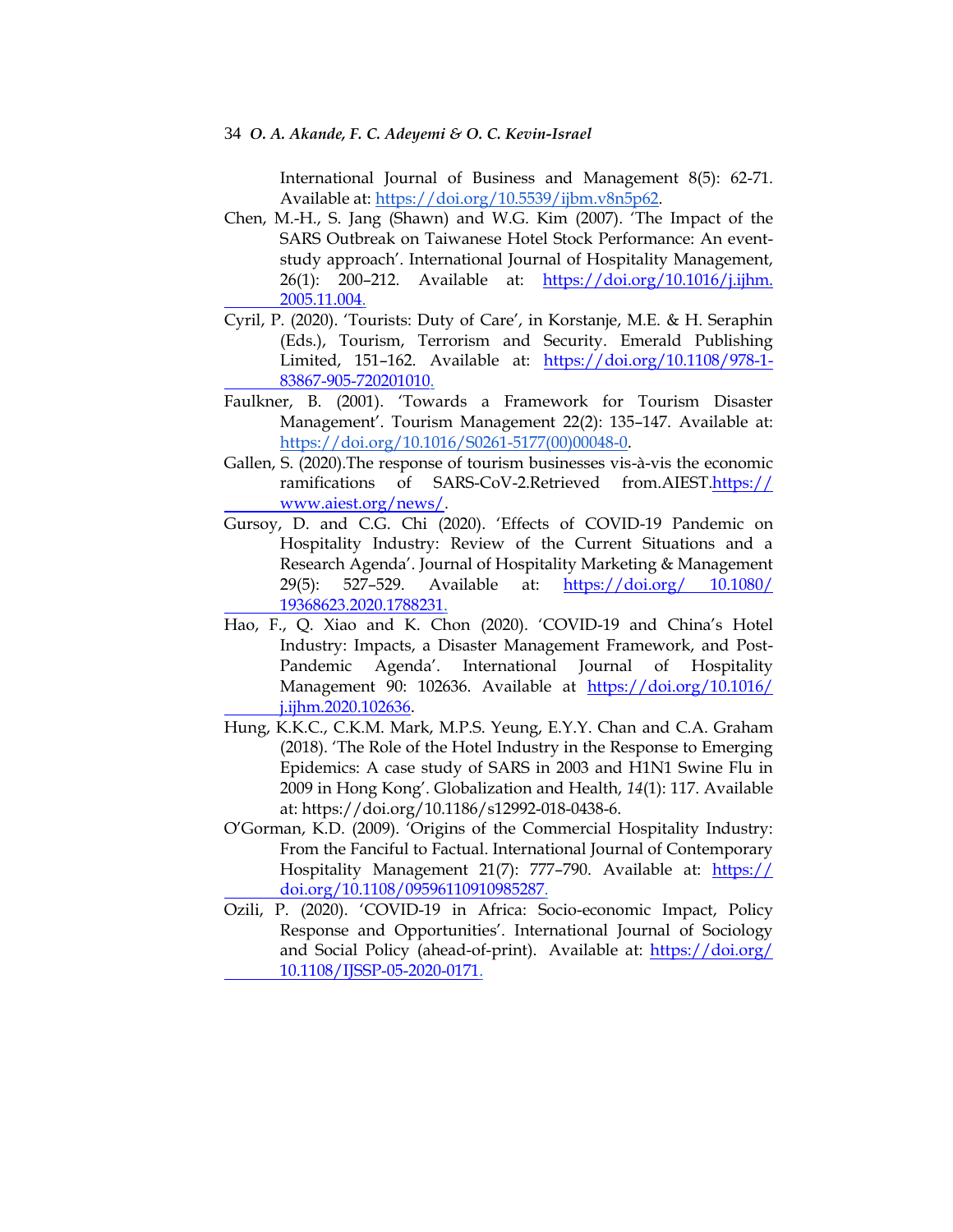International Journal of Business and Management 8(5): 62-71. Available at: https://doi.org/10.5539/ijbm.v8n5p62.

Chen, M.-H., S. Jang (Shawn) and W.G. Kim (2007). 'The Impact of the SARS Outbreak on Taiwanese Hotel Stock Performance: An event-study approach'. International Journal of Hospitality Management, 26(1): 200–212. Available at: https://doi.org/10.1016/j.ijhm.2005.11.004.

Cyril, P. (2020). 'Tourists: Duty of Care', in Korstanje, M.E. & H. Seraphin (Eds.), Tourism, Terrorism and Security. Emerald Publishing Limited, 151–162. Available at: https://doi.org/10.1108/978-1-83867-905-720201010.

Faulkner, B. (2001). 'Towards a Framework for Tourism Disaster Management'. Tourism Management 22(2): 135–147. Available at: https://doi.org/10.1016/S0261-5177(00)00048-0.

Gallen, S. (2020).The response of tourism businesses vis-à-vis the economic ramifications of SARS-CoV-2.Retrieved from.AIEST.https://www.aiest.org/news/.

Gursoy, D. and C.G. Chi (2020). 'Effects of COVID-19 Pandemic on Hospitality Industry: Review of the Current Situations and a Research Agenda'. Journal of Hospitality Marketing & Management 29(5): 527–529. Available at: https://doi.org/ 10.1080/19368623.2020.1788231.

Hao, F., Q. Xiao and K. Chon (2020). 'COVID-19 and China's Hotel Industry: Impacts, a Disaster Management Framework, and Post-Pandemic Agenda'. International Journal of Hospitality Management 90: 102636. Available at https://doi.org/10.1016/j.ijhm.2020.102636.

Hung, K.K.C., C.K.M. Mark, M.P.S. Yeung, E.Y.Y. Chan and C.A. Graham (2018). 'The Role of the Hotel Industry in the Response to Emerging Epidemics: A case study of SARS in 2003 and H1N1 Swine Flu in 2009 in Hong Kong'. Globalization and Health, *14*(1): 117. Available at: https://doi.org/10.1186/s12992-018-0438-6.

O'Gorman, K.D. (2009). 'Origins of the Commercial Hospitality Industry: From the Fanciful to Factual. International Journal of Contemporary Hospitality Management 21(7): 777–790. Available at: https://doi.org/10.1108/09596110910985287.

Ozili, P. (2020). 'COVID-19 in Africa: Socio-economic Impact, Policy Response and Opportunities'. International Journal of Sociology and Social Policy (ahead-of-print). Available at: https://doi.org/10.1108/IJSSP-05-2020-0171.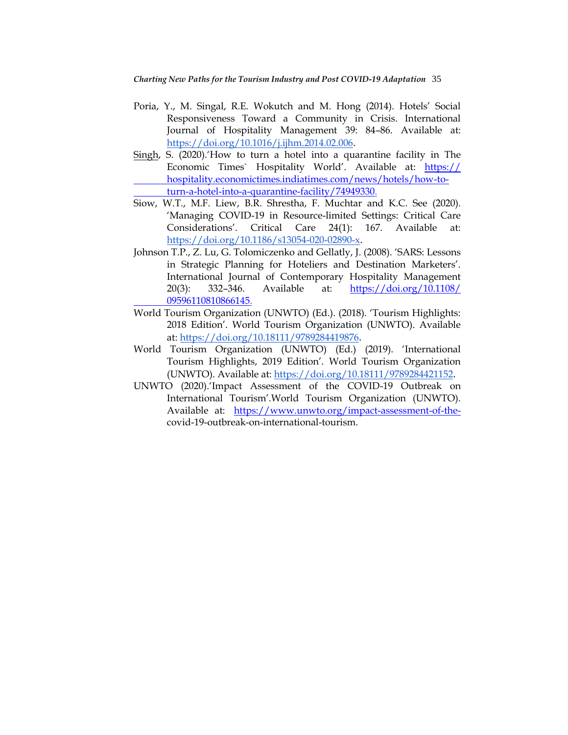Poria, Y., M. Singal, R.E. Wokutch and M. Hong (2014). Hotels' Social Responsiveness Toward a Community in Crisis. International Journal of Hospitality Management 39: 84–86. Available at: https://doi.org/10.1016/j.ijhm.2014.02.006.

Singh, S. (2020).'How to turn a hotel into a quarantine facility in The Economic Times` Hospitality World'. Available at: https://hospitality.economictimes.indiatimes.com/news/hotels/how-to-turn-a-hotel-into-a-quarantine-facility/74949330.

Siow, W.T., M.F. Liew, B.R. Shrestha, F. Muchtar and K.C. See (2020). 'Managing COVID-19 in Resource-limited Settings: Critical Care Considerations'. Critical Care 24(1): 167. Available at: https://doi.org/10.1186/s13054-020-02890-x.

Johnson T.P., Z. Lu, G. Tolomiczenko and Gellatly, J. (2008). 'SARS: Lessons in Strategic Planning for Hoteliers and Destination Marketers'. International Journal of Contemporary Hospitality Management 20(3): 332–346. Available at: https://doi.org/10.1108/09596110810866145.

World Tourism Organization (UNWTO) (Ed.). (2018). 'Tourism Highlights: 2018 Edition'. World Tourism Organization (UNWTO). Available at: https://doi.org/10.18111/9789284419876.

World Tourism Organization (UNWTO) (Ed.) (2019). 'International Tourism Highlights, 2019 Edition'. World Tourism Organization (UNWTO). Available at: https://doi.org/10.18111/9789284421152.

UNWTO (2020).'Impact Assessment of the COVID-19 Outbreak on International Tourism'.World Tourism Organization (UNWTO). Available at: https://www.unwto.org/impact-assessment-of-the-covid-19-outbreak-on-international-tourism.